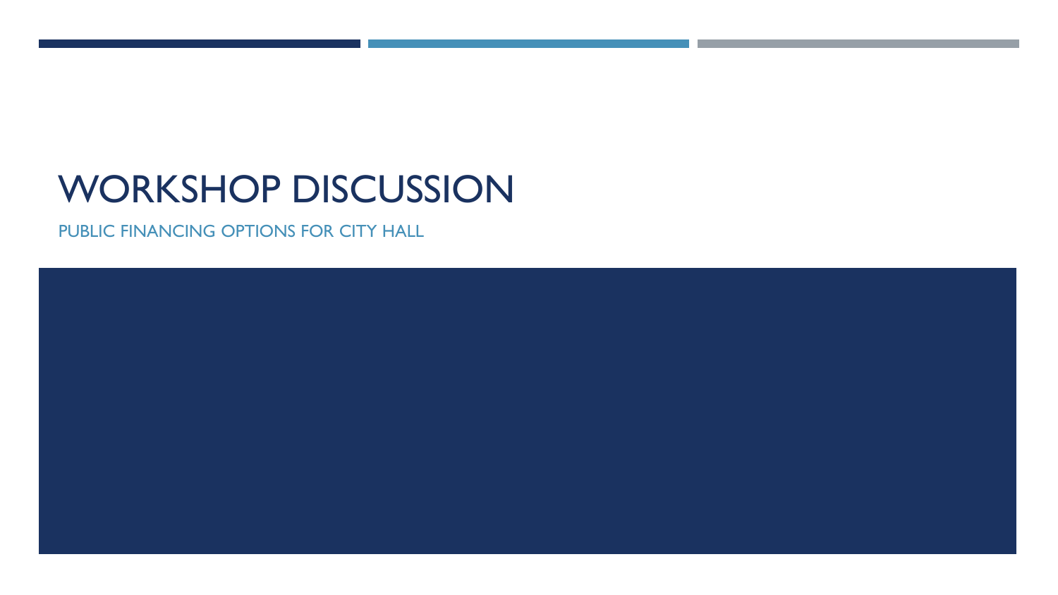# WORKSHOP DISCUSSION

PUBLIC FINANCING OPTIONS FOR CITY HALL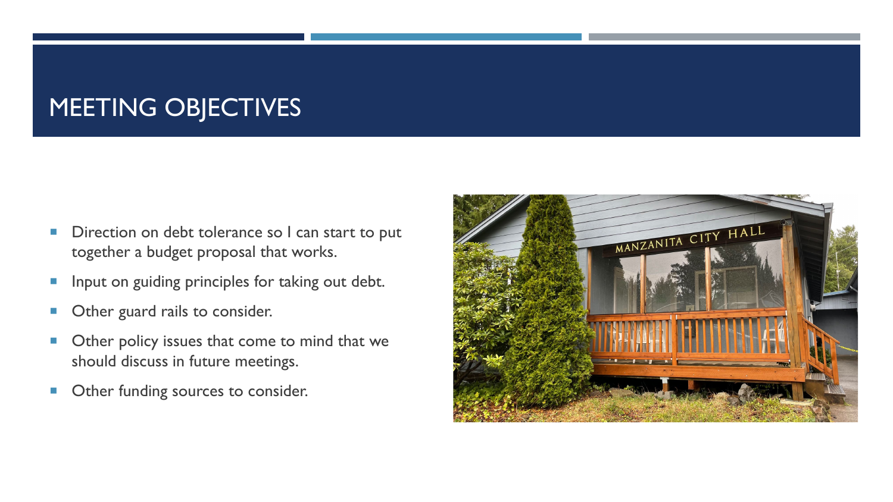# MEETING OBJECTIVES

- Direction on debt tolerance so I can start to put together a budget proposal that works.
- Input on guiding principles for taking out debt.
- Other guard rails to consider.
- Other policy issues that come to mind that we should discuss in future meetings.
- Other funding sources to consider.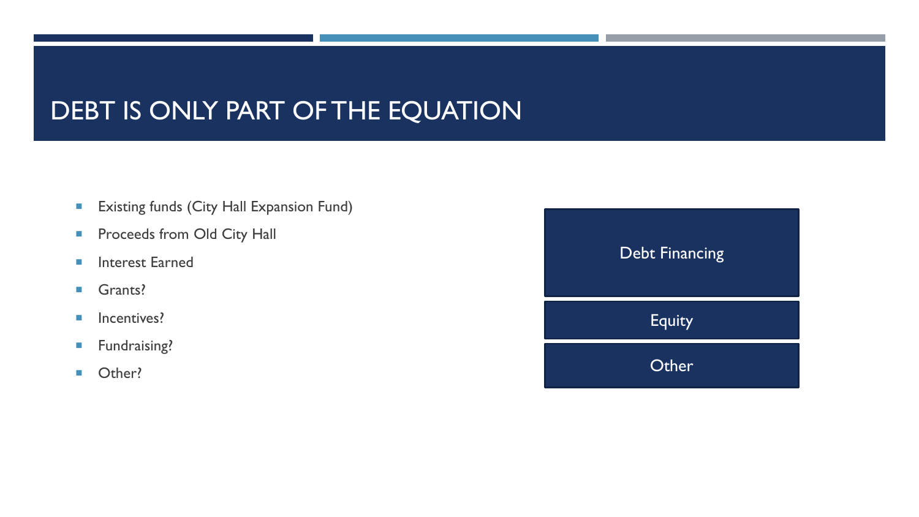# DEBT IS ONLY PART OF THE EQUATION

- Existing funds (City Hall Expansion Fund)
- Proceeds from Old City Hall
- Interest Earned
- Grants?
- Incentives?
- Fundraising?
- Other?

Debt Financing

Equity

Other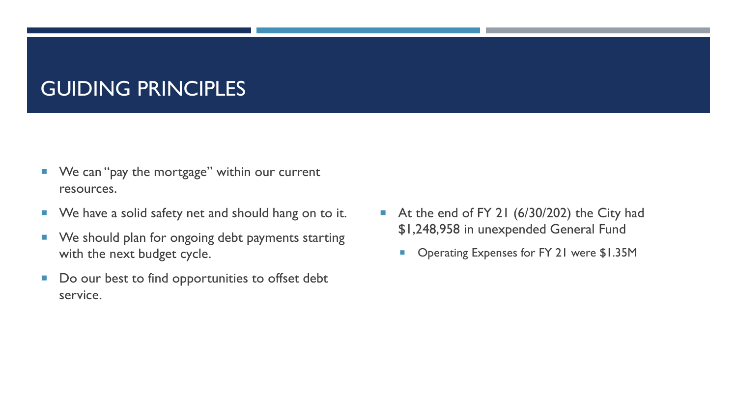# GUIDING PRINCIPLES

- We can "pay the mortgage" within our current resources.
- We have a solid safety net and should hang on to it.
- We should plan for ongoing debt payments starting with the next budget cycle.
- Do our best to find opportunities to offset debt service.

- At the end of FY 21 (6/30/202) the City had $1,248,958 in unexpended General Fund
  - Operating Expenses for FY 21 were $1.35M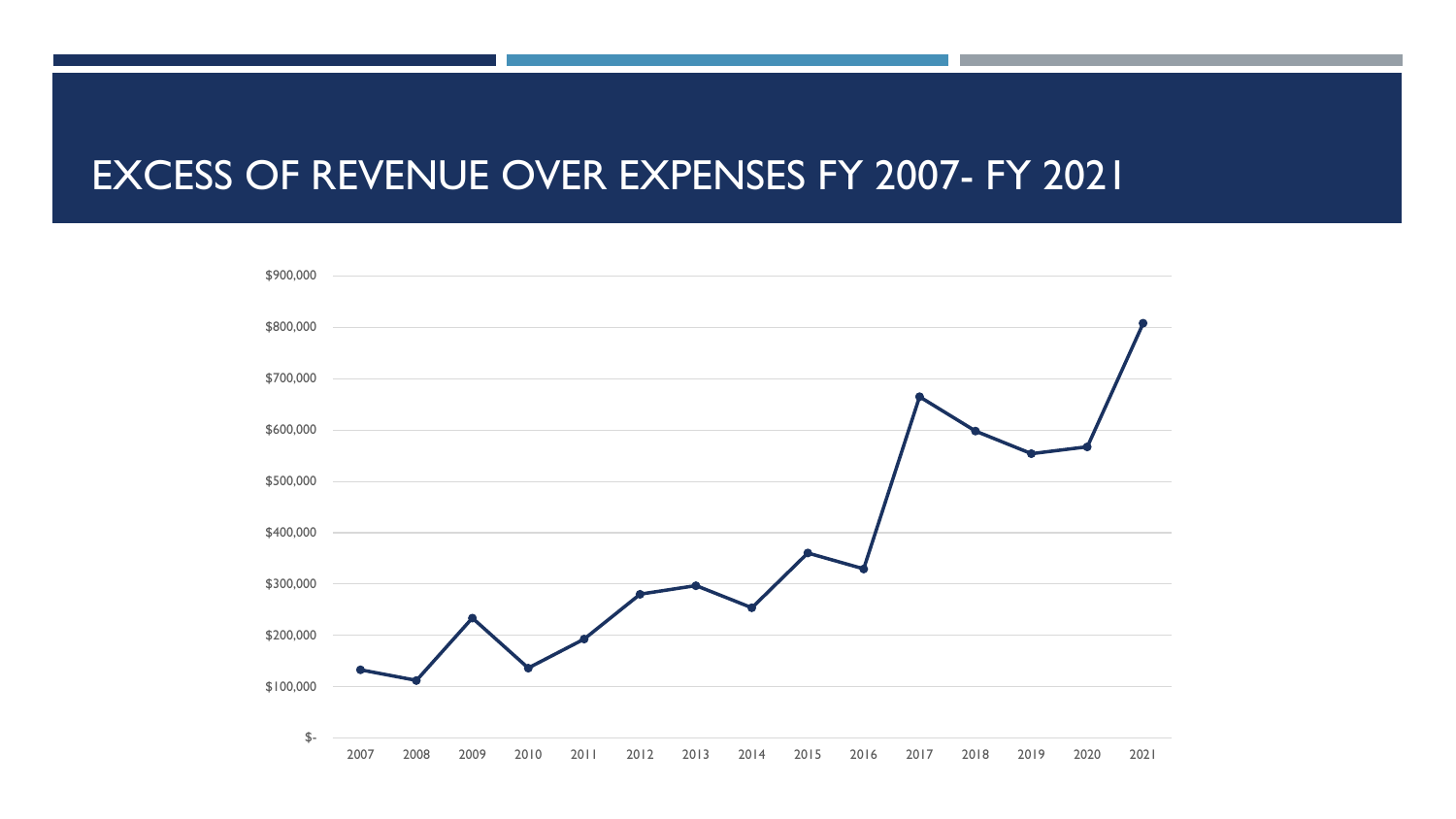# EXCESS OF REVENUE OVER EXPENSES FY 2007- FY 2021

$900,000
$800,000
$700,000
$600,000
$500,000
$400,000
$300,000
$200,000
$100,000
$-

2007 2008 2009 2010 2011 2012 2013 2014 2015 2016 2017 2018 2019 2020 2021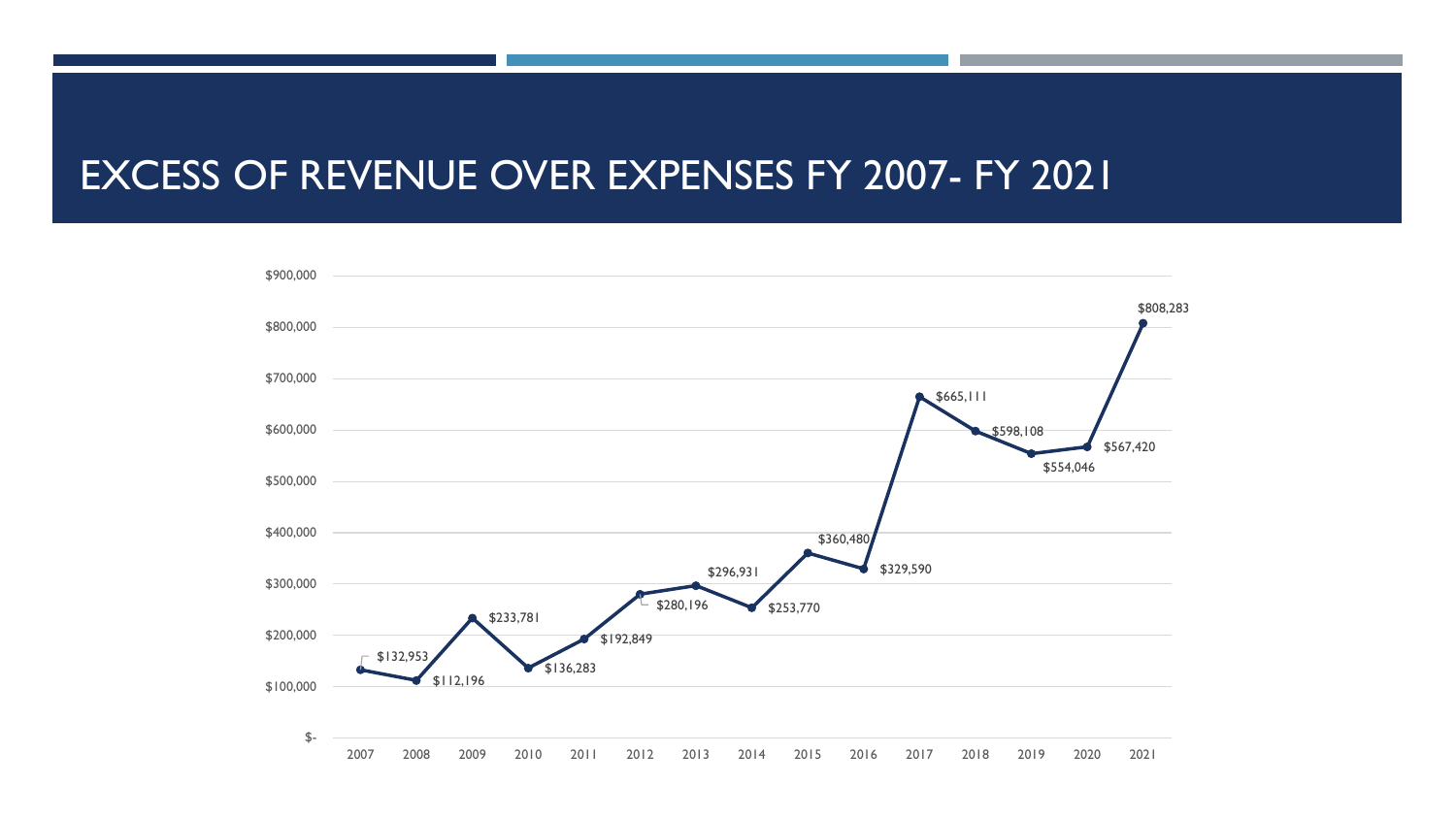# EXCESS OF REVENUE OVER EXPENSES FY 2007- FY 2021

| Fiscal Year | Excess of Revenue Over Expenses |
| --- | --- |
| 2007 | $132,953 |
| 2008 | $112,196 |
| 2009 | $233,781 |
| 2010 | $136,283 |
| 2011 | $192,849 |
| 2012 | $280,196 |
| 2013 | $296,931 |
| 2014 | $253,770 |
| 2015 | $360,480 |
| 2016 | $329,590 |
| 2017 | $665,111 |
| 2018 | $598,108 |
| 2019 | $554,046 |
| 2020 | $567,420 |
| 2021 | $808,283 |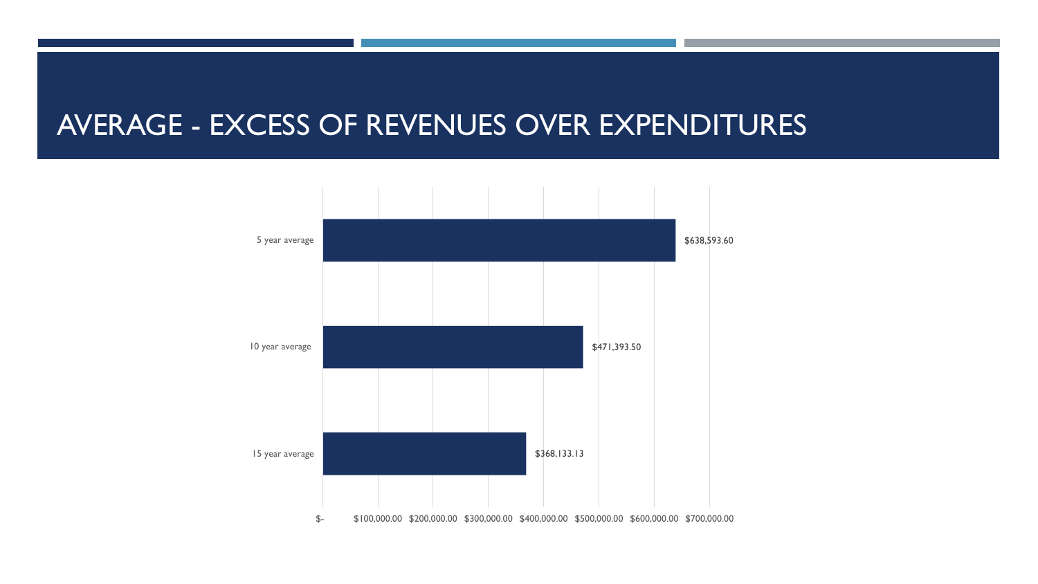# AVERAGE - EXCESS OF REVENUES OVER EXPENDITURES

| | Amount |
|---|---|
| 5 year average | $638,593.60 |
| 10 year average | $471,393.50 |
| 15 year average | $368,133.13 |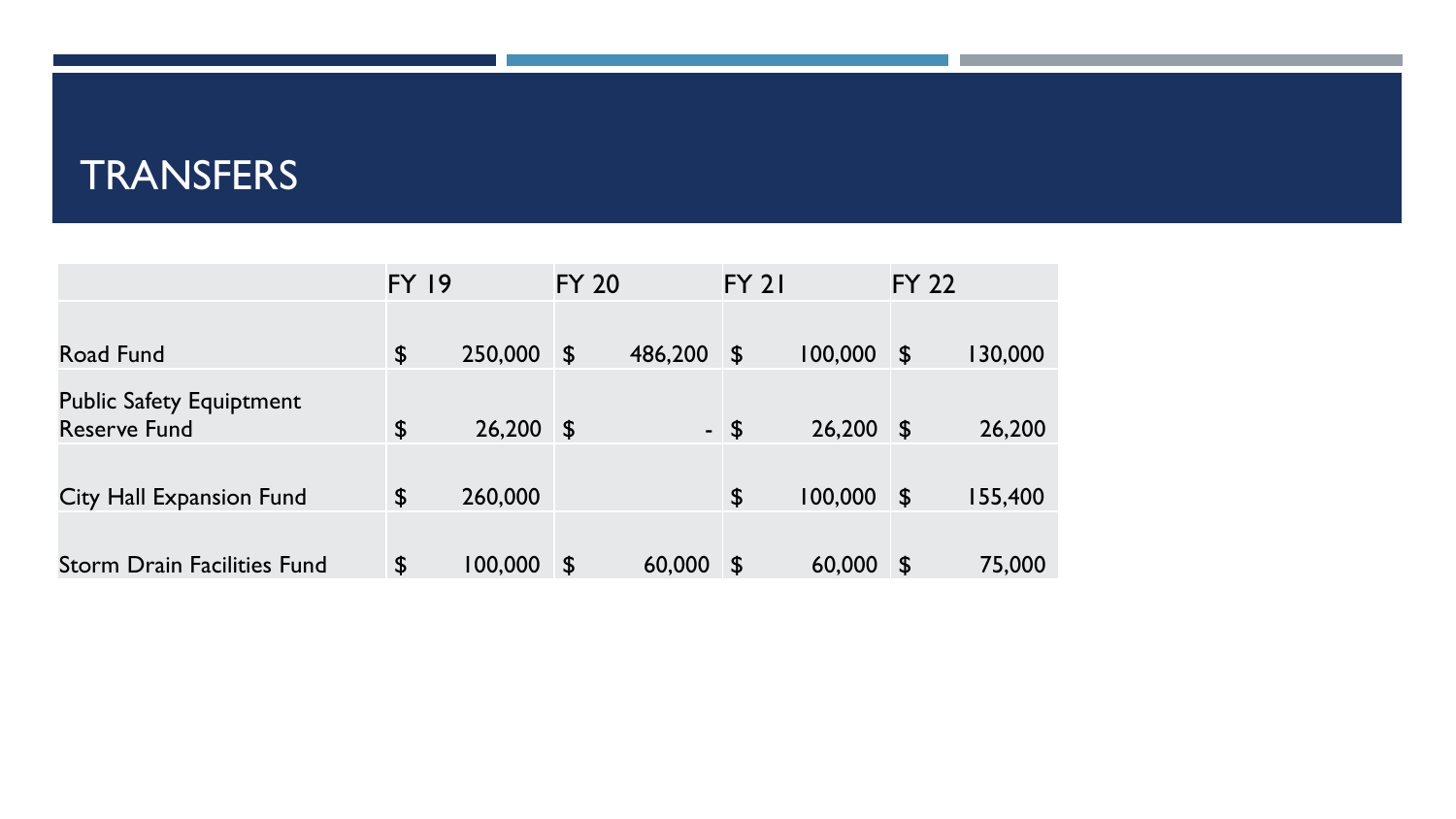# TRANSFERS

| | FY 19 | FY 20 | FY 21 | FY 22 |
|---|---|---|---|---|
| Road Fund | $ 250,000 | $ 486,200 | $ 100,000 | $ 130,000 |
| Public Safety Equiptment Reserve Fund | $ 26,200 | $ - | $ 26,200 | $ 26,200 |
| City Hall Expansion Fund | $ 260,000 | | $ 100,000 | $ 155,400 |
| Storm Drain Facilities Fund | $ 100,000 | $ 60,000 | $ 60,000 | $ 75,000 |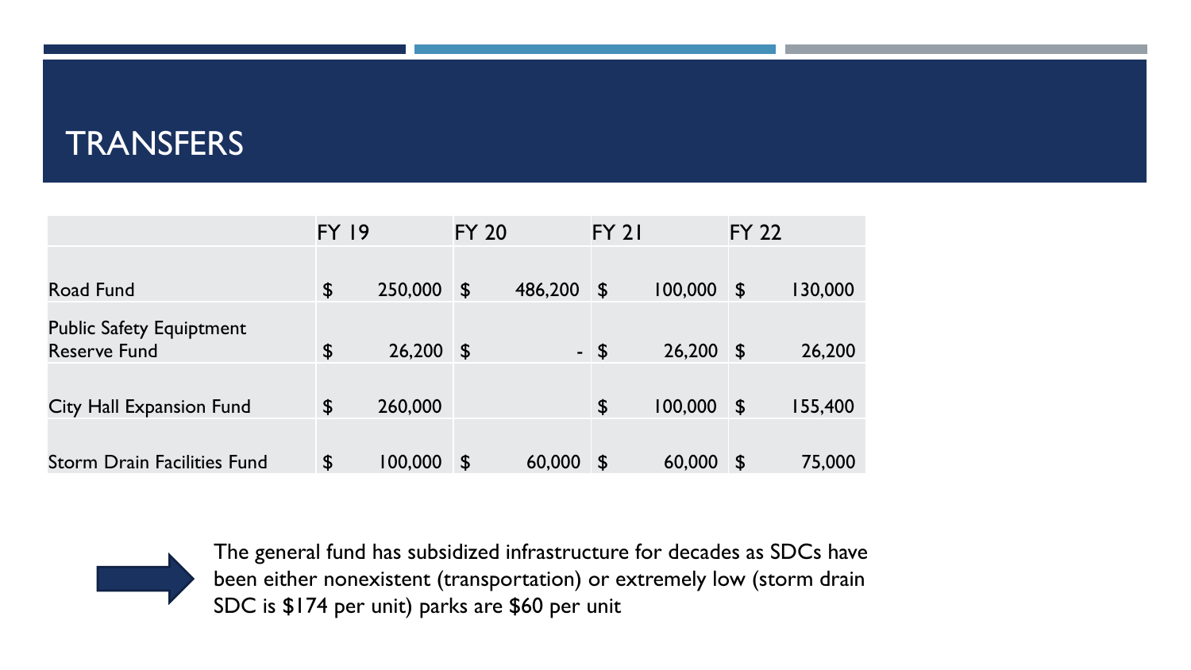# TRANSFERS

| | FY 19 | FY 20 | FY 21 | FY 22 |
|---|---|---|---|---|
| Road Fund | $ 250,000 | $ 486,200 | $ 100,000 | $ 130,000 |
| Public Safety Equiptment Reserve Fund | $ 26,200 | $ - | $ 26,200 | $ 26,200 |
| City Hall Expansion Fund | $ 260,000 | | $ 100,000 | $ 155,400 |
| Storm Drain Facilities Fund | $ 100,000 | $ 60,000 | $ 60,000 | $ 75,000 |

The general fund has subsidized infrastructure for decades as SDCs have been either nonexistent (transportation) or extremely low (storm drain SDC is $174 per unit) parks are $60 per unit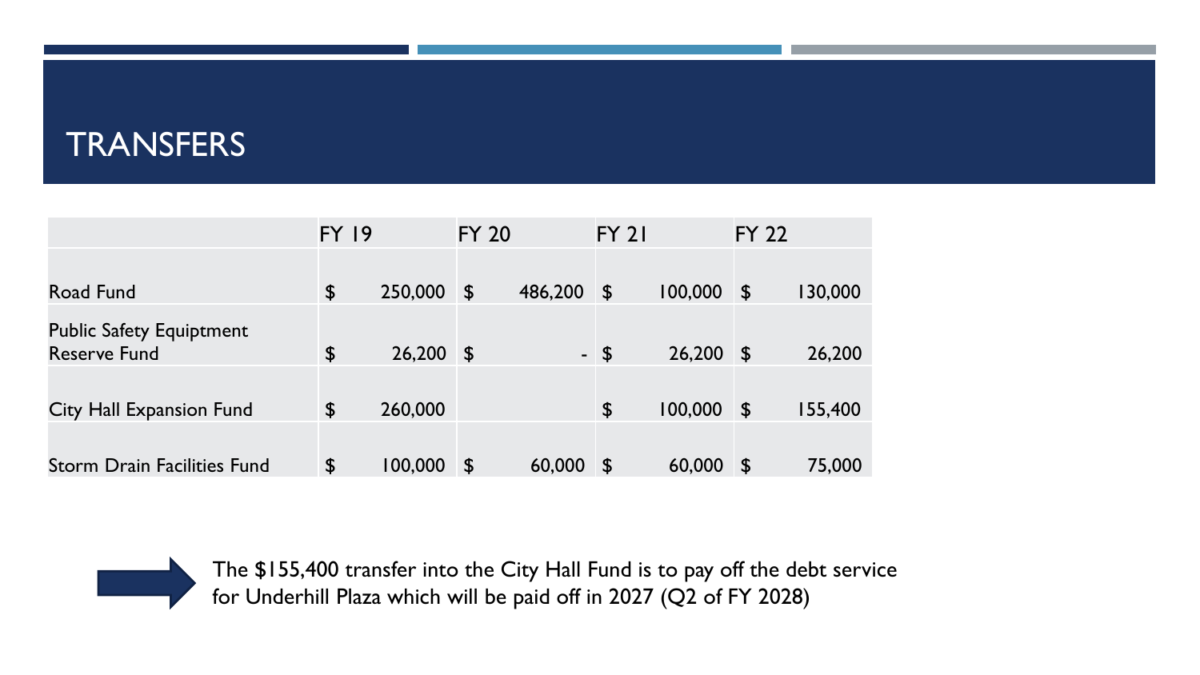# TRANSFERS

| | FY 19 | FY 20 | FY 21 | FY 22 |
|---|---|---|---|---|
| Road Fund | $ 250,000 | $ 486,200 | $ 100,000 | $ 130,000 |
| Public Safety Equiptment Reserve Fund | $ 26,200 | $ - | $ 26,200 | $ 26,200 |
| City Hall Expansion Fund | $ 260,000 | | $ 100,000 | $ 155,400 |
| Storm Drain Facilities Fund | $ 100,000 | $ 60,000 | $ 60,000 | $ 75,000 |

The $155,400 transfer into the City Hall Fund is to pay off the debt service for Underhill Plaza which will be paid off in 2027 (Q2 of FY 2028)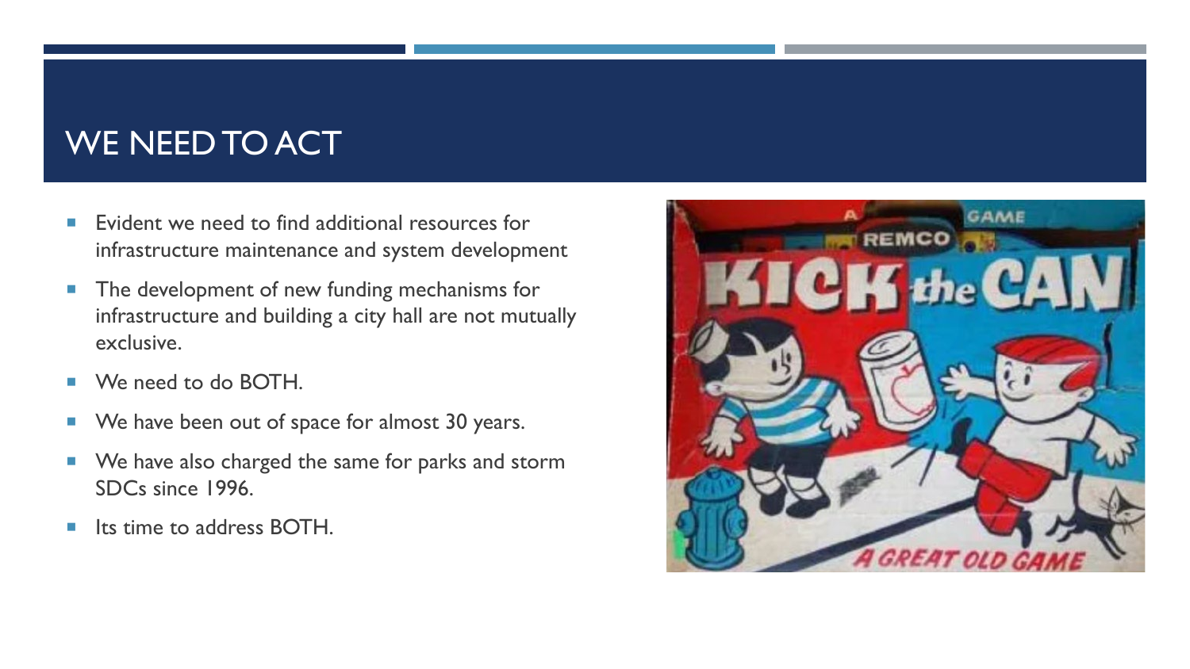# WE NEED TO ACT

- Evident we need to find additional resources for infrastructure maintenance and system development
- The development of new funding mechanisms for infrastructure and building a city hall are not mutually exclusive.
- We need to do BOTH.
- We have been out of space for almost 30 years.
- We have also charged the same for parks and storm SDCs since 1996.
- Its time to address BOTH.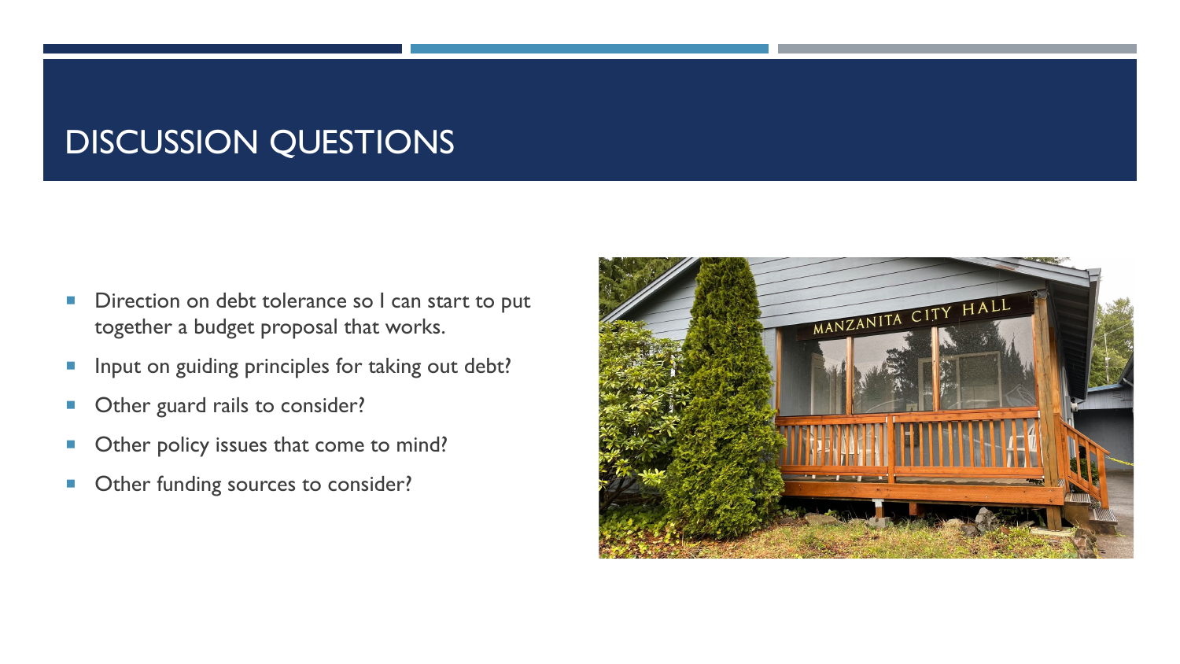# DISCUSSION QUESTIONS

- Direction on debt tolerance so I can start to put together a budget proposal that works.
- Input on guiding principles for taking out debt?
- Other guard rails to consider?
- Other policy issues that come to mind?
- Other funding sources to consider?